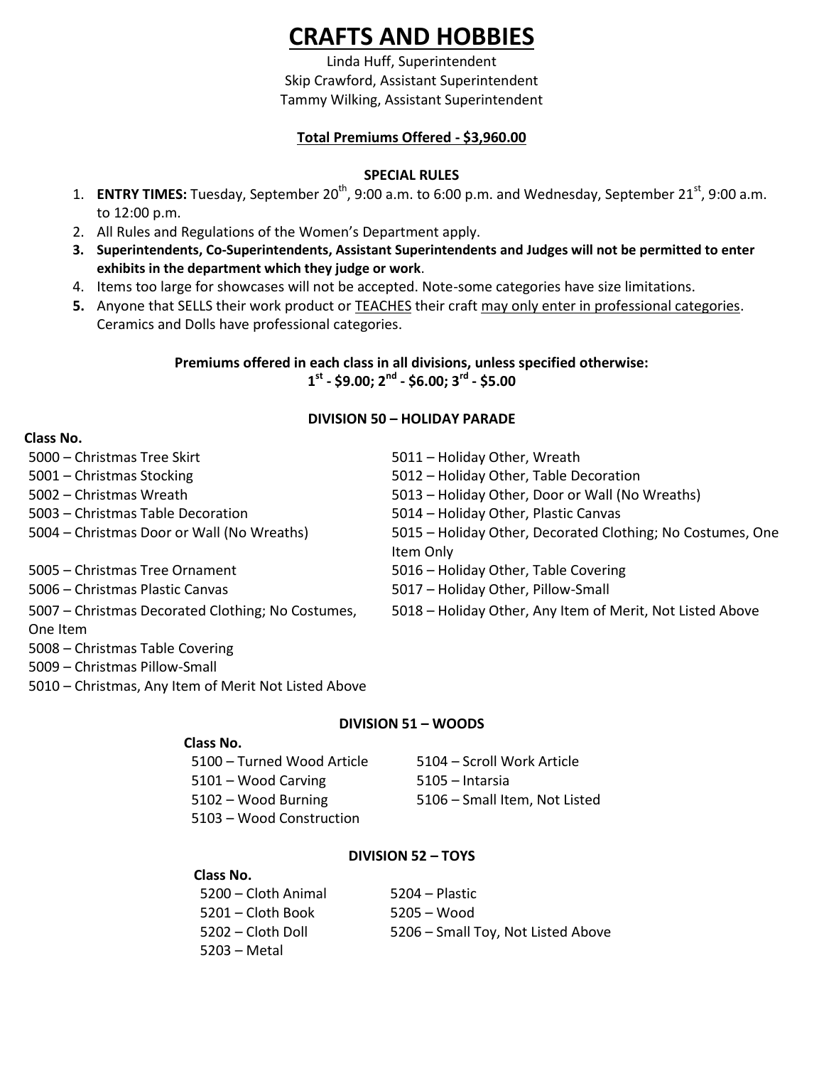# CRAFTS AND HOBBIES

Linda Huff, Superintendent
Skip Crawford, Assistant Superintendent
Tammy Wilking, Assistant Superintendent

**Total Premiums Offered - $3,960.00**

**SPECIAL RULES**

1. **ENTRY TIMES:** Tuesday, September 20th, 9:00 a.m. to 6:00 p.m. and Wednesday, September 21st, 9:00 a.m. to 12:00 p.m.
2. All Rules and Regulations of the Women's Department apply.
3. **Superintendents, Co-Superintendents, Assistant Superintendents and Judges will not be permitted to enter exhibits in the department which they judge or work**.
4. Items too large for showcases will not be accepted. Note-some categories have size limitations.
5. Anyone that SELLS their work product or TEACHES their craft may only enter in professional categories. Ceramics and Dolls have professional categories.

**Premiums offered in each class in all divisions, unless specified otherwise:**
**1st - $9.00; 2nd - $6.00; 3rd - $5.00**

## DIVISION 50 – HOLIDAY PARADE

**Class No.**

- 5000 – Christmas Tree Skirt
- 5001 – Christmas Stocking
- 5002 – Christmas Wreath
- 5003 – Christmas Table Decoration
- 5004 – Christmas Door or Wall (No Wreaths)
- 5005 – Christmas Tree Ornament
- 5006 – Christmas Plastic Canvas
- 5007 – Christmas Decorated Clothing; No Costumes, One Item
- 5008 – Christmas Table Covering
- 5009 – Christmas Pillow-Small
- 5010 – Christmas, Any Item of Merit Not Listed Above
- 5011 – Holiday Other, Wreath
- 5012 – Holiday Other, Table Decoration
- 5013 – Holiday Other, Door or Wall (No Wreaths)
- 5014 – Holiday Other, Plastic Canvas
- 5015 – Holiday Other, Decorated Clothing; No Costumes, One Item Only
- 5016 – Holiday Other, Table Covering
- 5017 – Holiday Other, Pillow-Small
- 5018 – Holiday Other, Any Item of Merit, Not Listed Above

## DIVISION 51 – WOODS

**Class No.**

- 5100 – Turned Wood Article
- 5101 – Wood Carving
- 5102 – Wood Burning
- 5103 – Wood Construction
- 5104 – Scroll Work Article
- 5105 – Intarsia
- 5106 – Small Item, Not Listed

## DIVISION 52 – TOYS

**Class No.**

- 5200 – Cloth Animal
- 5201 – Cloth Book
- 5202 – Cloth Doll
- 5203 – Metal
- 5204 – Plastic
- 5205 – Wood
- 5206 – Small Toy, Not Listed Above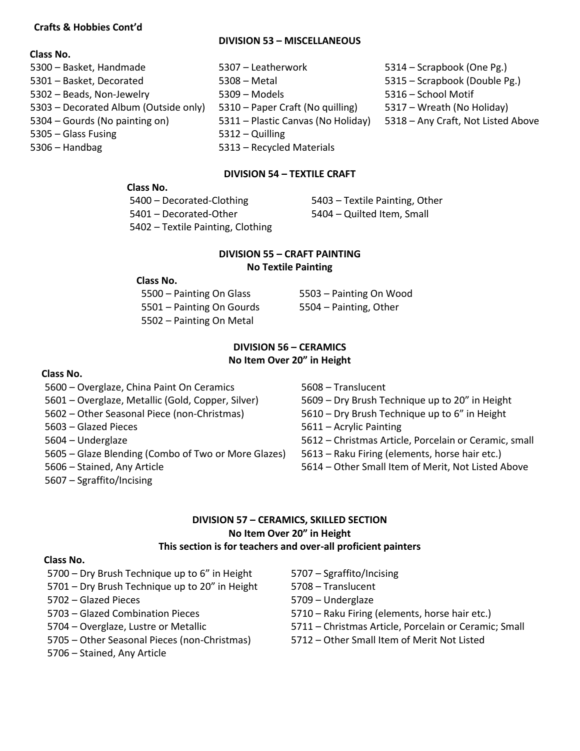**Crafts & Hobbies Cont'd**

## DIVISION 53 – MISCELLANEOUS

**Class No.**

- 5300 – Basket, Handmade
- 5301 – Basket, Decorated
- 5302 – Beads, Non-Jewelry
- 5303 – Decorated Album (Outside only)
- 5304 – Gourds (No painting on)
- 5305 – Glass Fusing
- 5306 – Handbag
- 5307 – Leatherwork
- 5308 – Metal
- 5309 – Models
- 5310 – Paper Craft (No quilling)
- 5311 – Plastic Canvas (No Holiday)
- 5312 – Quilling
- 5313 – Recycled Materials
- 5314 – Scrapbook (One Pg.)
- 5315 – Scrapbook (Double Pg.)
- 5316 – School Motif
- 5317 – Wreath (No Holiday)
- 5318 – Any Craft, Not Listed Above

## DIVISION 54 – TEXTILE CRAFT

**Class No.**

- 5400 – Decorated-Clothing
- 5401 – Decorated-Other
- 5402 – Textile Painting, Clothing
- 5403 – Textile Painting, Other
- 5404 – Quilted Item, Small

## DIVISION 55 – CRAFT PAINTING

**No Textile Painting**

**Class No.**

- 5500 – Painting On Glass
- 5501 – Painting On Gourds
- 5502 – Painting On Metal
- 5503 – Painting On Wood
- 5504 – Painting, Other

## DIVISION 56 – CERAMICS

**No Item Over 20" in Height**

**Class No.**

- 5600 – Overglaze, China Paint On Ceramics
- 5601 – Overglaze, Metallic (Gold, Copper, Silver)
- 5602 – Other Seasonal Piece (non-Christmas)
- 5603 – Glazed Pieces
- 5604 – Underglaze
- 5605 – Glaze Blending (Combo of Two or More Glazes)
- 5606 – Stained, Any Article
- 5607 – Sgraffito/Incising
- 5608 – Translucent
- 5609 – Dry Brush Technique up to 20" in Height
- 5610 – Dry Brush Technique up to 6" in Height
- 5611 – Acrylic Painting
- 5612 – Christmas Article, Porcelain or Ceramic, small
- 5613 – Raku Firing (elements, horse hair etc.)
- 5614 – Other Small Item of Merit, Not Listed Above

## DIVISION 57 – CERAMICS, SKILLED SECTION

**No Item Over 20" in Height**

**This section is for teachers and over-all proficient painters**

**Class No.**

- 5700 – Dry Brush Technique up to 6" in Height
- 5701 – Dry Brush Technique up to 20" in Height
- 5702 – Glazed Pieces
- 5703 – Glazed Combination Pieces
- 5704 – Overglaze, Lustre or Metallic
- 5705 – Other Seasonal Pieces (non-Christmas)
- 5706 – Stained, Any Article
- 5707 – Sgraffito/Incising
- 5708 – Translucent
- 5709 – Underglaze
- 5710 – Raku Firing (elements, horse hair etc.)
- 5711 – Christmas Article, Porcelain or Ceramic; Small
- 5712 – Other Small Item of Merit Not Listed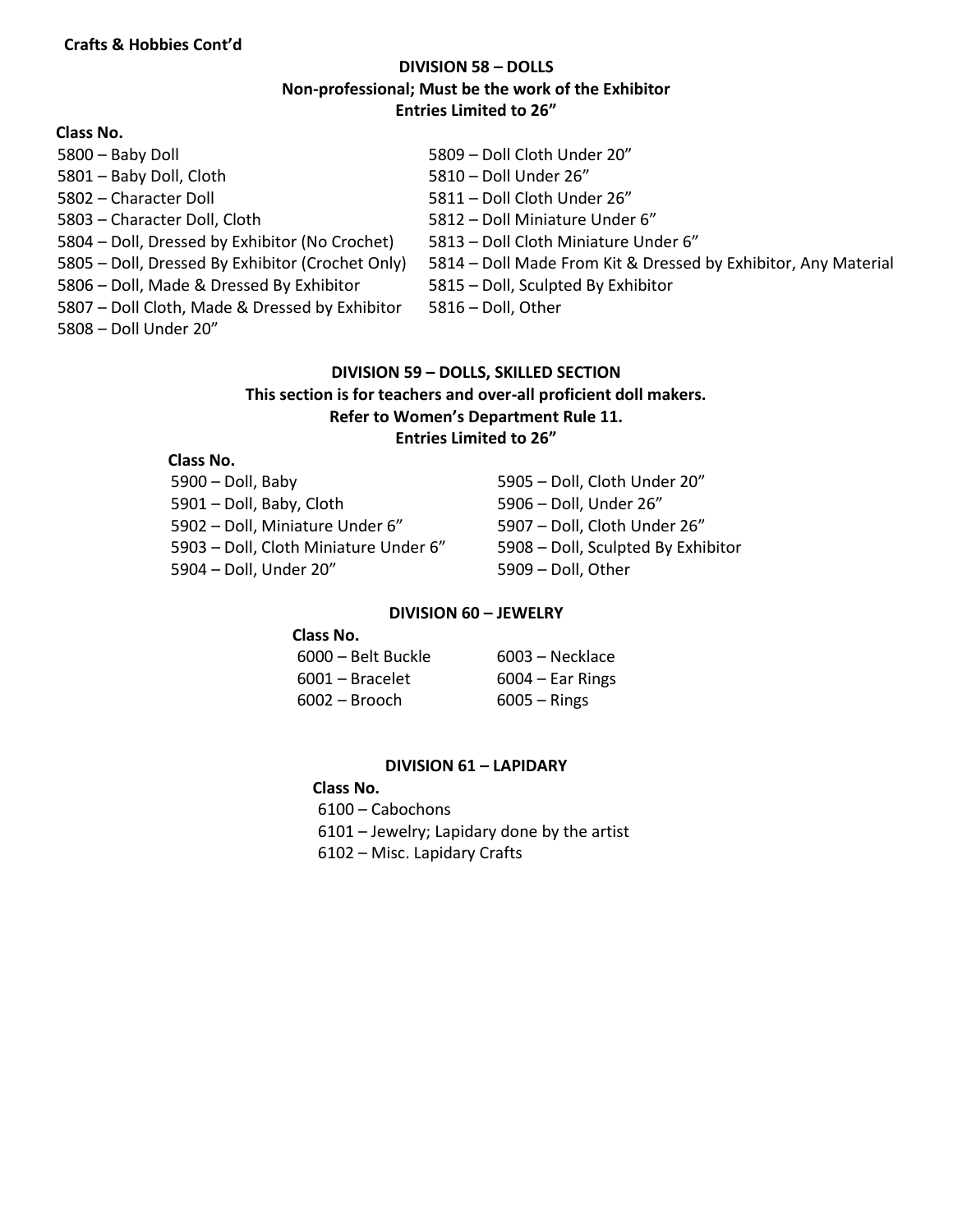**Crafts & Hobbies Cont'd**

## DIVISION 58 – DOLLS

**Non-professional; Must be the work of the Exhibitor**

**Entries Limited to 26"**

**Class No.**

5800 – Baby Doll
5801 – Baby Doll, Cloth
5802 – Character Doll
5803 – Character Doll, Cloth
5804 – Doll, Dressed by Exhibitor (No Crochet)
5805 – Doll, Dressed By Exhibitor (Crochet Only)
5806 – Doll, Made & Dressed By Exhibitor
5807 – Doll Cloth, Made & Dressed by Exhibitor
5808 – Doll Under 20"
5809 – Doll Cloth Under 20"
5810 – Doll Under 26"
5811 – Doll Cloth Under 26"
5812 – Doll Miniature Under 6"
5813 – Doll Cloth Miniature Under 6"
5814 – Doll Made From Kit & Dressed by Exhibitor, Any Material
5815 – Doll, Sculpted By Exhibitor
5816 – Doll, Other

## DIVISION 59 – DOLLS, SKILLED SECTION

**This section is for teachers and over-all proficient doll makers.**

**Refer to Women's Department Rule 11.**

**Entries Limited to 26"**

**Class No.**

5900 – Doll, Baby
5901 – Doll, Baby, Cloth
5902 – Doll, Miniature Under 6"
5903 – Doll, Cloth Miniature Under 6"
5904 – Doll, Under 20"
5905 – Doll, Cloth Under 20"
5906 – Doll, Under 26"
5907 – Doll, Cloth Under 26"
5908 – Doll, Sculpted By Exhibitor
5909 – Doll, Other

## DIVISION 60 – JEWELRY

**Class No.**

6000 – Belt Buckle
6001 – Bracelet
6002 – Brooch
6003 – Necklace
6004 – Ear Rings
6005 – Rings

## DIVISION 61 – LAPIDARY

**Class No.**

6100 – Cabochons
6101 – Jewelry; Lapidary done by the artist
6102 – Misc. Lapidary Crafts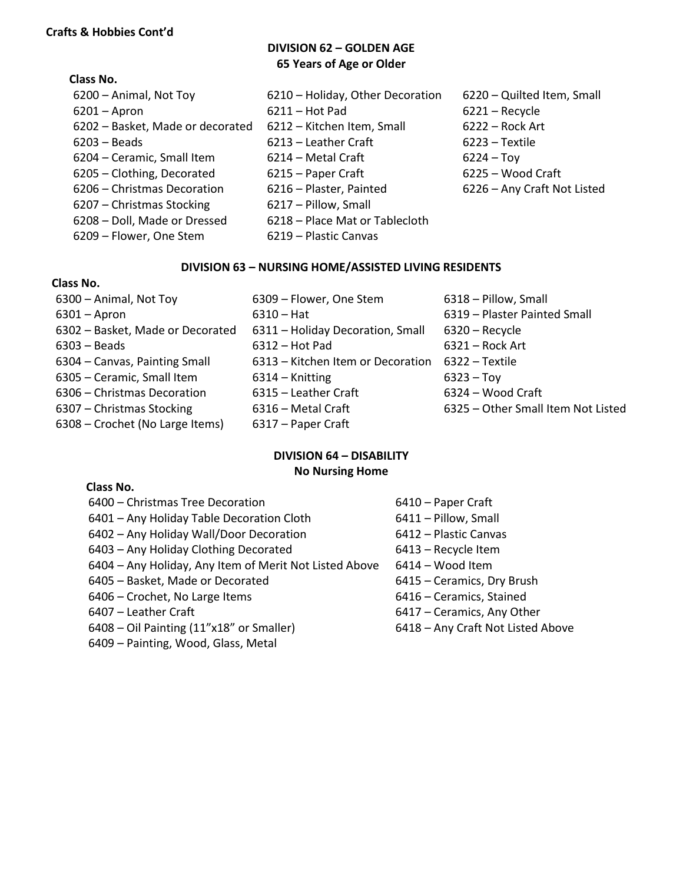**Crafts & Hobbies Cont'd**

## DIVISION 62 – GOLDEN AGE
### 65 Years of Age or Older

**Class No.**

- 6200 – Animal, Not Toy
- 6201 – Apron
- 6202 – Basket, Made or decorated
- 6203 – Beads
- 6204 – Ceramic, Small Item
- 6205 – Clothing, Decorated
- 6206 – Christmas Decoration
- 6207 – Christmas Stocking
- 6208 – Doll, Made or Dressed
- 6209 – Flower, One Stem
- 6210 – Holiday, Other Decoration
- 6211 – Hot Pad
- 6212 – Kitchen Item, Small
- 6213 – Leather Craft
- 6214 – Metal Craft
- 6215 – Paper Craft
- 6216 – Plaster, Painted
- 6217 – Pillow, Small
- 6218 – Place Mat or Tablecloth
- 6219 – Plastic Canvas
- 6220 – Quilted Item, Small
- 6221 – Recycle
- 6222 – Rock Art
- 6223 – Textile
- 6224 – Toy
- 6225 – Wood Craft
- 6226 – Any Craft Not Listed

## DIVISION 63 – NURSING HOME/ASSISTED LIVING RESIDENTS

**Class No.**

- 6300 – Animal, Not Toy
- 6301 – Apron
- 6302 – Basket, Made or Decorated
- 6303 – Beads
- 6304 – Canvas, Painting Small
- 6305 – Ceramic, Small Item
- 6306 – Christmas Decoration
- 6307 – Christmas Stocking
- 6308 – Crochet (No Large Items)
- 6309 – Flower, One Stem
- 6310 – Hat
- 6311 – Holiday Decoration, Small
- 6312 – Hot Pad
- 6313 – Kitchen Item or Decoration
- 6314 – Knitting
- 6315 – Leather Craft
- 6316 – Metal Craft
- 6317 – Paper Craft
- 6318 – Pillow, Small
- 6319 – Plaster Painted Small
- 6320 – Recycle
- 6321 – Rock Art
- 6322 – Textile
- 6323 – Toy
- 6324 – Wood Craft
- 6325 – Other Small Item Not Listed

## DIVISION 64 – DISABILITY
### No Nursing Home

**Class No.**

- 6400 – Christmas Tree Decoration
- 6401 – Any Holiday Table Decoration Cloth
- 6402 – Any Holiday Wall/Door Decoration
- 6403 – Any Holiday Clothing Decorated
- 6404 – Any Holiday, Any Item of Merit Not Listed Above
- 6405 – Basket, Made or Decorated
- 6406 – Crochet, No Large Items
- 6407 – Leather Craft
- 6408 – Oil Painting (11"x18" or Smaller)
- 6409 – Painting, Wood, Glass, Metal
- 6410 – Paper Craft
- 6411 – Pillow, Small
- 6412 – Plastic Canvas
- 6413 – Recycle Item
- 6414 – Wood Item
- 6415 – Ceramics, Dry Brush
- 6416 – Ceramics, Stained
- 6417 – Ceramics, Any Other
- 6418 – Any Craft Not Listed Above